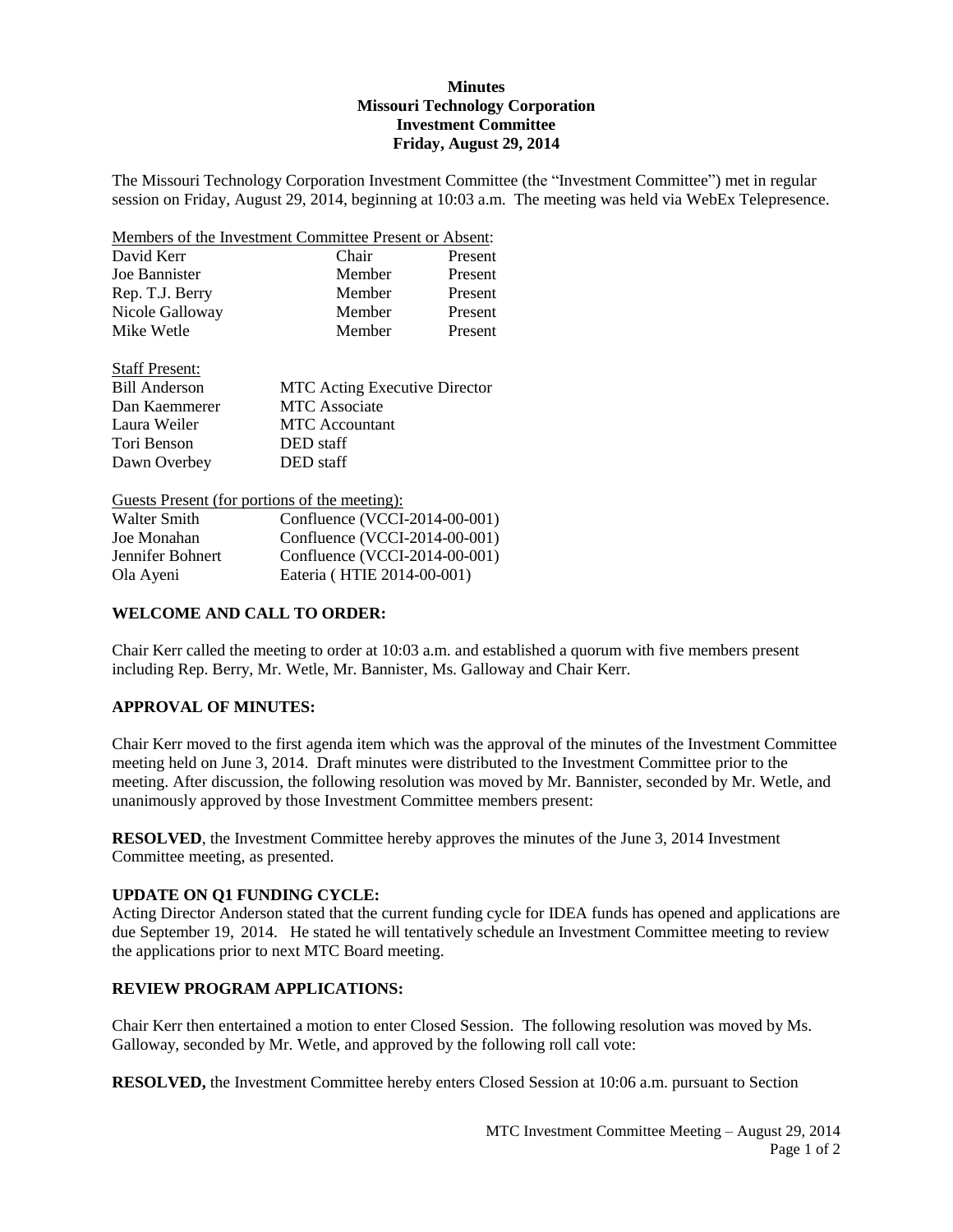# Minutes
## Missouri Technology Corporation
## Investment Committee
## Friday, August 29, 2014

The Missouri Technology Corporation Investment Committee (the "Investment Committee") met in regular session on Friday, August 29, 2014, beginning at 10:03 a.m. The meeting was held via WebEx Telepresence.

Members of the Investment Committee Present or Absent:

| | | |
|---|---|---|
| David Kerr | Chair | Present |
| Joe Bannister | Member | Present |
| Rep. T.J. Berry | Member | Present |
| Nicole Galloway | Member | Present |
| Mike Wetle | Member | Present |

Staff Present:

| | |
|---|---|
| Bill Anderson | MTC Acting Executive Director |
| Dan Kaemmerer | MTC Associate |
| Laura Weiler | MTC Accountant |
| Tori Benson | DED staff |
| Dawn Overbey | DED staff |

Guests Present (for portions of the meeting):

| | |
|---|---|
| Walter Smith | Confluence (VCCI-2014-00-001) |
| Joe Monahan | Confluence (VCCI-2014-00-001) |
| Jennifer Bohnert | Confluence (VCCI-2014-00-001) |
| Ola Ayeni | Eateria ( HTIE 2014-00-001) |

**WELCOME AND CALL TO ORDER:**

Chair Kerr called the meeting to order at 10:03 a.m. and established a quorum with five members present including Rep. Berry, Mr. Wetle, Mr. Bannister, Ms. Galloway and Chair Kerr.

**APPROVAL OF MINUTES:**

Chair Kerr moved to the first agenda item which was the approval of the minutes of the Investment Committee meeting held on June 3, 2014. Draft minutes were distributed to the Investment Committee prior to the meeting. After discussion, the following resolution was moved by Mr. Bannister, seconded by Mr. Wetle, and unanimously approved by those Investment Committee members present:

**RESOLVED**, the Investment Committee hereby approves the minutes of the June 3, 2014 Investment Committee meeting, as presented.

**UPDATE ON Q1 FUNDING CYCLE:**

Acting Director Anderson stated that the current funding cycle for IDEA funds has opened and applications are due September 19, 2014. He stated he will tentatively schedule an Investment Committee meeting to review the applications prior to next MTC Board meeting.

**REVIEW PROGRAM APPLICATIONS:**

Chair Kerr then entertained a motion to enter Closed Session. The following resolution was moved by Ms. Galloway, seconded by Mr. Wetle, and approved by the following roll call vote:

**RESOLVED,** the Investment Committee hereby enters Closed Session at 10:06 a.m. pursuant to Section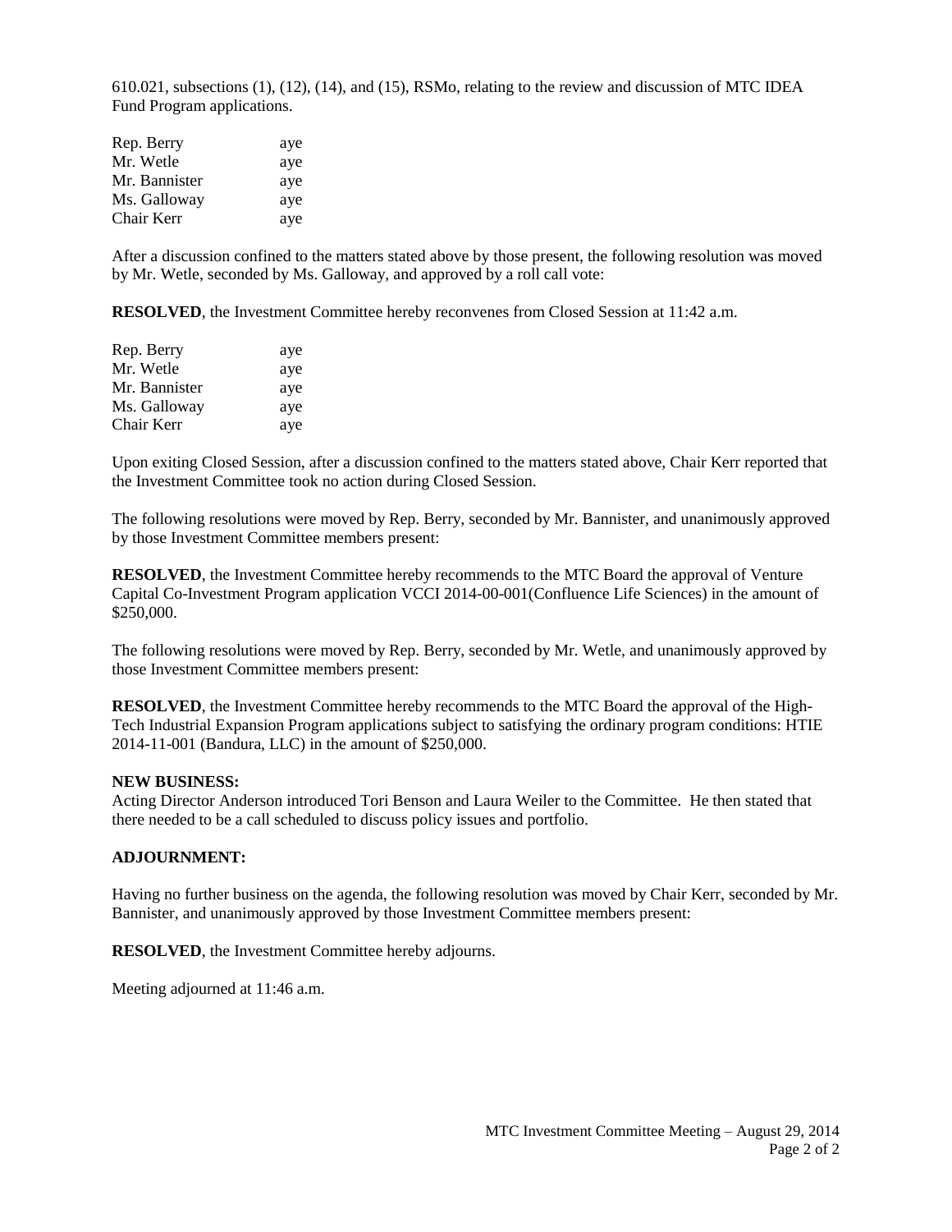610.021, subsections (1), (12), (14), and (15), RSMo, relating to the review and discussion of MTC IDEA Fund Program applications.

| | |
|---|---|
| Rep. Berry | aye |
| Mr. Wetle | aye |
| Mr. Bannister | aye |
| Ms. Galloway | aye |
| Chair Kerr | aye |

After a discussion confined to the matters stated above by those present, the following resolution was moved by Mr. Wetle, seconded by Ms. Galloway, and approved by a roll call vote:

**RESOLVED**, the Investment Committee hereby reconvenes from Closed Session at 11:42 a.m.

| | |
|---|---|
| Rep. Berry | aye |
| Mr. Wetle | aye |
| Mr. Bannister | aye |
| Ms. Galloway | aye |
| Chair Kerr | aye |

Upon exiting Closed Session, after a discussion confined to the matters stated above, Chair Kerr reported that the Investment Committee took no action during Closed Session.

The following resolutions were moved by Rep. Berry, seconded by Mr. Bannister, and unanimously approved by those Investment Committee members present:

**RESOLVED**, the Investment Committee hereby recommends to the MTC Board the approval of Venture Capital Co-Investment Program application VCCI 2014-00-001(Confluence Life Sciences) in the amount of $250,000.

The following resolutions were moved by Rep. Berry, seconded by Mr. Wetle, and unanimously approved by those Investment Committee members present:

**RESOLVED**, the Investment Committee hereby recommends to the MTC Board the approval of the High-Tech Industrial Expansion Program applications subject to satisfying the ordinary program conditions: HTIE 2014-11-001 (Bandura, LLC) in the amount of $250,000.

**NEW BUSINESS:**
Acting Director Anderson introduced Tori Benson and Laura Weiler to the Committee. He then stated that there needed to be a call scheduled to discuss policy issues and portfolio.

**ADJOURNMENT:**

Having no further business on the agenda, the following resolution was moved by Chair Kerr, seconded by Mr. Bannister, and unanimously approved by those Investment Committee members present:

**RESOLVED**, the Investment Committee hereby adjourns.

Meeting adjourned at 11:46 a.m.